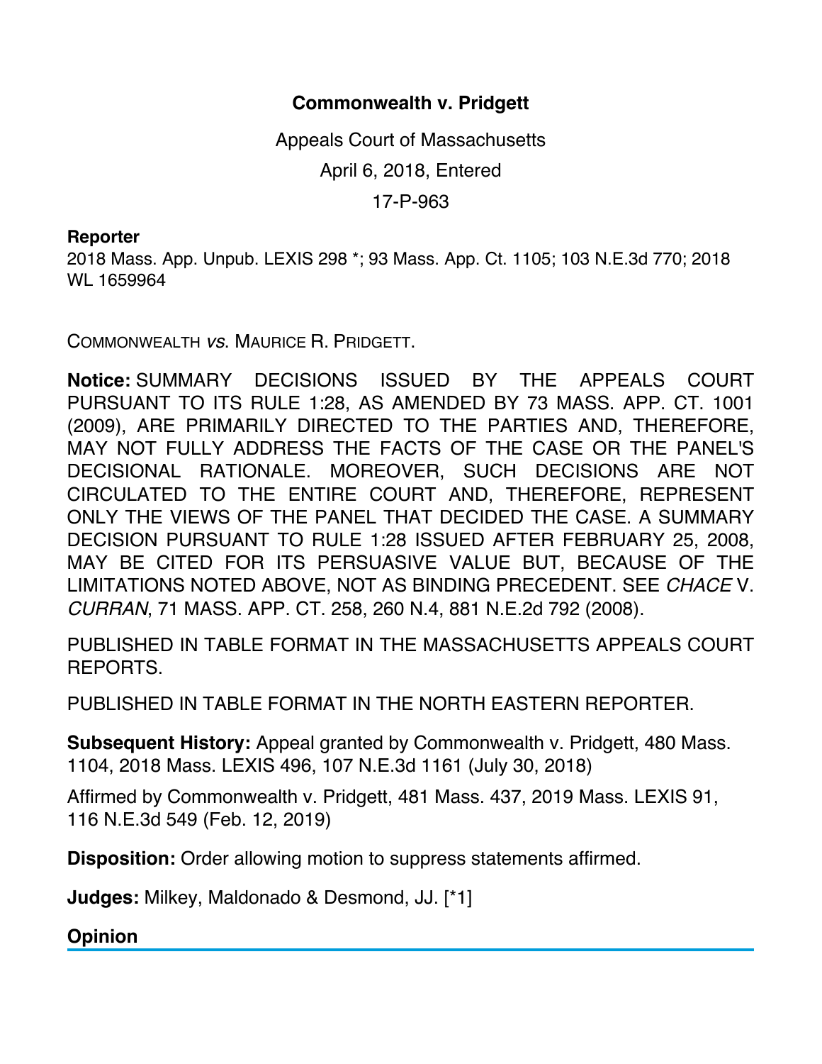# Commonwealth v. Pridgett

Appeals Court of Massachusetts

April 6, 2018, Entered

17-P-963

**Reporter**

2018 Mass. App. Unpub. LEXIS 298 *; 93 Mass. App. Ct. 1105; 103 N.E.3d 770; 2018 WL 1659964

COMMONWEALTH *vs.* MAURICE R. PRIDGETT.

**Notice:** SUMMARY DECISIONS ISSUED BY THE APPEALS COURT PURSUANT TO ITS RULE 1:28, AS AMENDED BY 73 MASS. APP. CT. 1001 (2009), ARE PRIMARILY DIRECTED TO THE PARTIES AND, THEREFORE, MAY NOT FULLY ADDRESS THE FACTS OF THE CASE OR THE PANEL'S DECISIONAL RATIONALE. MOREOVER, SUCH DECISIONS ARE NOT CIRCULATED TO THE ENTIRE COURT AND, THEREFORE, REPRESENT ONLY THE VIEWS OF THE PANEL THAT DECIDED THE CASE. A SUMMARY DECISION PURSUANT TO RULE 1:28 ISSUED AFTER FEBRUARY 25, 2008, MAY BE CITED FOR ITS PERSUASIVE VALUE BUT, BECAUSE OF THE LIMITATIONS NOTED ABOVE, NOT AS BINDING PRECEDENT. SEE *CHACE* V. *CURRAN*, 71 MASS. APP. CT. 258, 260 N.4, 881 N.E.2d 792 (2008).

PUBLISHED IN TABLE FORMAT IN THE MASSACHUSETTS APPEALS COURT REPORTS.

PUBLISHED IN TABLE FORMAT IN THE NORTH EASTERN REPORTER.

**Subsequent History:** Appeal granted by Commonwealth v. Pridgett, 480 Mass. 1104, 2018 Mass. LEXIS 496, 107 N.E.3d 1161 (July 30, 2018)

Affirmed by Commonwealth v. Pridgett, 481 Mass. 437, 2019 Mass. LEXIS 91, 116 N.E.3d 549 (Feb. 12, 2019)

**Disposition:** Order allowing motion to suppress statements affirmed.

**Judges:** Milkey, Maldonado & Desmond, JJ. [*1]

## Opinion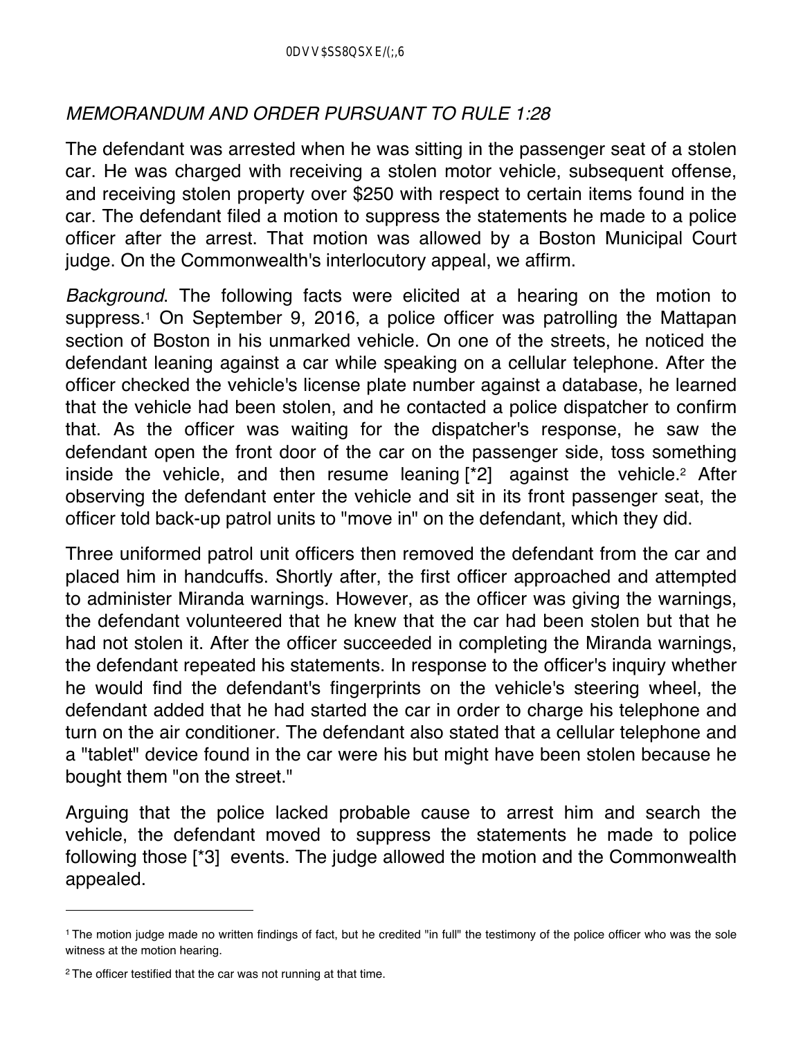*MEMORANDUM AND ORDER PURSUANT TO RULE 1:28*

The defendant was arrested when he was sitting in the passenger seat of a stolen car. He was charged with receiving a stolen motor vehicle, subsequent offense, and receiving stolen property over $250 with respect to certain items found in the car. The defendant filed a motion to suppress the statements he made to a police officer after the arrest. That motion was allowed by a Boston Municipal Court judge. On the Commonwealth's interlocutory appeal, we affirm.

*Background*. The following facts were elicited at a hearing on the motion to suppress.[1] On September 9, 2016, a police officer was patrolling the Mattapan section of Boston in his unmarked vehicle. On one of the streets, he noticed the defendant leaning against a car while speaking on a cellular telephone. After the officer checked the vehicle's license plate number against a database, he learned that the vehicle had been stolen, and he contacted a police dispatcher to confirm that. As the officer was waiting for the dispatcher's response, he saw the defendant open the front door of the car on the passenger side, toss something inside the vehicle, and then resume leaning [*2] against the vehicle.[2] After observing the defendant enter the vehicle and sit in its front passenger seat, the officer told back-up patrol units to "move in" on the defendant, which they did.

Three uniformed patrol unit officers then removed the defendant from the car and placed him in handcuffs. Shortly after, the first officer approached and attempted to administer Miranda warnings. However, as the officer was giving the warnings, the defendant volunteered that he knew that the car had been stolen but that he had not stolen it. After the officer succeeded in completing the Miranda warnings, the defendant repeated his statements. In response to the officer's inquiry whether he would find the defendant's fingerprints on the vehicle's steering wheel, the defendant added that he had started the car in order to charge his telephone and turn on the air conditioner. The defendant also stated that a cellular telephone and a "tablet" device found in the car were his but might have been stolen because he bought them "on the street."

Arguing that the police lacked probable cause to arrest him and search the vehicle, the defendant moved to suppress the statements he made to police following those [*3] events. The judge allowed the motion and the Commonwealth appealed.

---

[1] The motion judge made no written findings of fact, but he credited "in full" the testimony of the police officer who was the sole witness at the motion hearing.

[2] The officer testified that the car was not running at that time.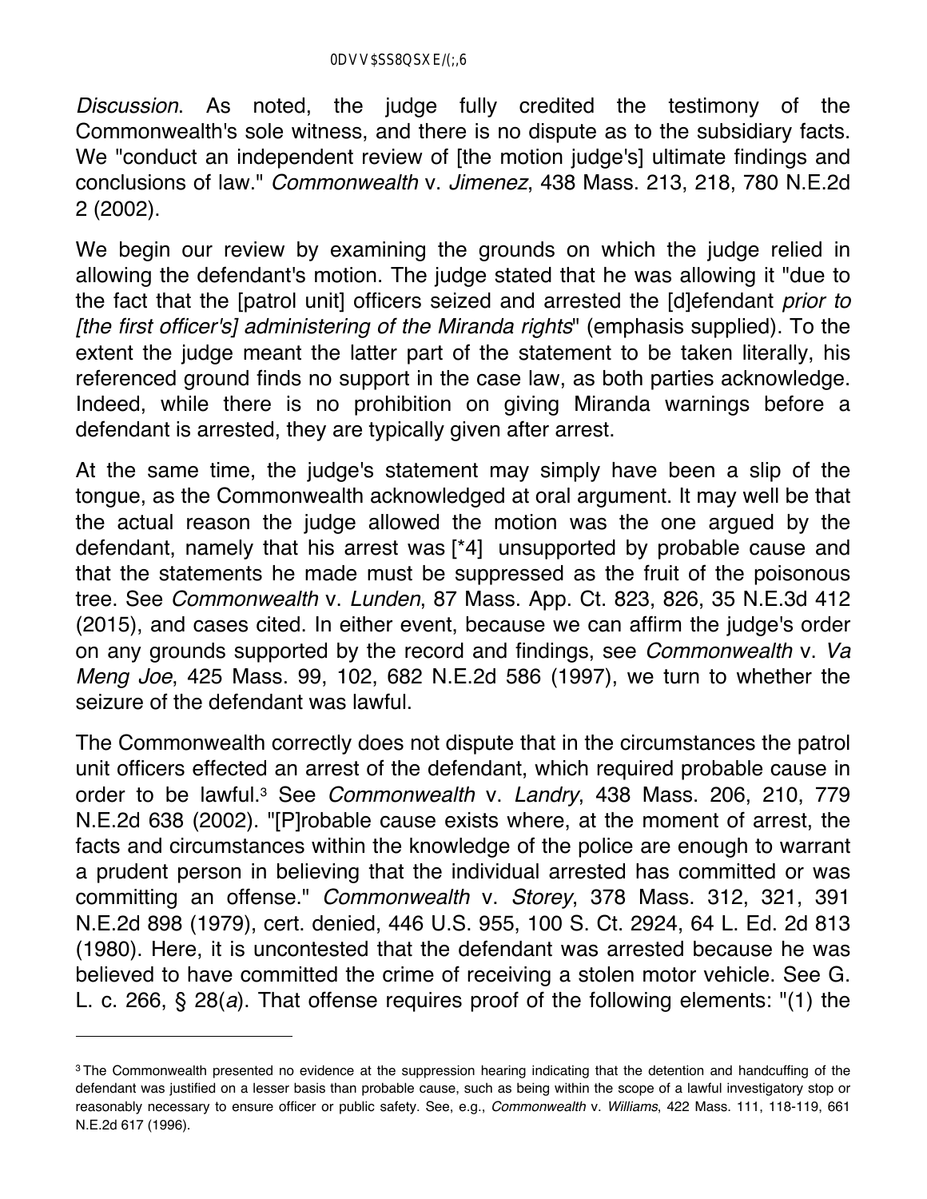*Discussion*. As noted, the judge fully credited the testimony of the Commonwealth's sole witness, and there is no dispute as to the subsidiary facts. We "conduct an independent review of [the motion judge's] ultimate findings and conclusions of law." *Commonwealth* v. *Jimenez*, 438 Mass. 213, 218, 780 N.E.2d 2 (2002).

We begin our review by examining the grounds on which the judge relied in allowing the defendant's motion. The judge stated that he was allowing it "due to the fact that the [patrol unit] officers seized and arrested the [d]efendant *prior to [the first officer's] administering of the Miranda rights*" (emphasis supplied). To the extent the judge meant the latter part of the statement to be taken literally, his referenced ground finds no support in the case law, as both parties acknowledge. Indeed, while there is no prohibition on giving Miranda warnings before a defendant is arrested, they are typically given after arrest.

At the same time, the judge's statement may simply have been a slip of the tongue, as the Commonwealth acknowledged at oral argument. It may well be that the actual reason the judge allowed the motion was the one argued by the defendant, namely that his arrest was [*4] unsupported by probable cause and that the statements he made must be suppressed as the fruit of the poisonous tree. See *Commonwealth* v. *Lunden*, 87 Mass. App. Ct. 823, 826, 35 N.E.3d 412 (2015), and cases cited. In either event, because we can affirm the judge's order on any grounds supported by the record and findings, see *Commonwealth* v. *Va Meng Joe*, 425 Mass. 99, 102, 682 N.E.2d 586 (1997), we turn to whether the seizure of the defendant was lawful.

The Commonwealth correctly does not dispute that in the circumstances the patrol unit officers effected an arrest of the defendant, which required probable cause in order to be lawful.[3] See *Commonwealth* v. *Landry*, 438 Mass. 206, 210, 779 N.E.2d 638 (2002). "[P]robable cause exists where, at the moment of arrest, the facts and circumstances within the knowledge of the police are enough to warrant a prudent person in believing that the individual arrested has committed or was committing an offense." *Commonwealth* v. *Storey*, 378 Mass. 312, 321, 391 N.E.2d 898 (1979), cert. denied, 446 U.S. 955, 100 S. Ct. 2924, 64 L. Ed. 2d 813 (1980). Here, it is uncontested that the defendant was arrested because he was believed to have committed the crime of receiving a stolen motor vehicle. See G. L. c. 266, § 28(*a*). That offense requires proof of the following elements: "(1) the

---

[3] The Commonwealth presented no evidence at the suppression hearing indicating that the detention and handcuffing of the defendant was justified on a lesser basis than probable cause, such as being within the scope of a lawful investigatory stop or reasonably necessary to ensure officer or public safety. See, e.g., *Commonwealth* v. *Williams*, 422 Mass. 111, 118-119, 661 N.E.2d 617 (1996).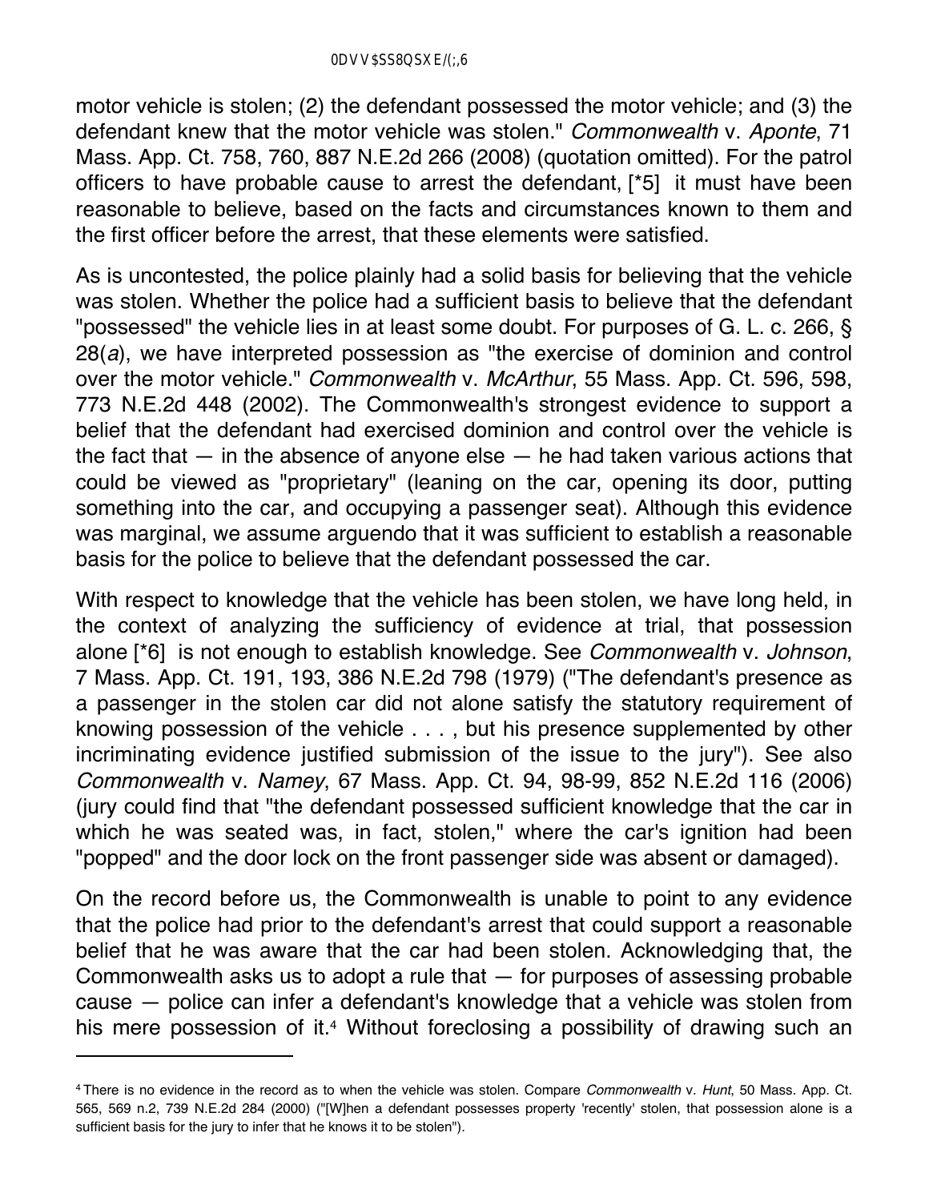motor vehicle is stolen; (2) the defendant possessed the motor vehicle; and (3) the defendant knew that the motor vehicle was stolen." *Commonwealth* v. *Aponte*, 71 Mass. App. Ct. 758, 760, 887 N.E.2d 266 (2008) (quotation omitted). For the patrol officers to have probable cause to arrest the defendant, [*5] it must have been reasonable to believe, based on the facts and circumstances known to them and the first officer before the arrest, that these elements were satisfied.

As is uncontested, the police plainly had a solid basis for believing that the vehicle was stolen. Whether the police had a sufficient basis to believe that the defendant "possessed" the vehicle lies in at least some doubt. For purposes of G. L. c. 266, § 28(*a*), we have interpreted possession as "the exercise of dominion and control over the motor vehicle." *Commonwealth* v. *McArthur*, 55 Mass. App. Ct. 596, 598, 773 N.E.2d 448 (2002). The Commonwealth's strongest evidence to support a belief that the defendant had exercised dominion and control over the vehicle is the fact that — in the absence of anyone else — he had taken various actions that could be viewed as "proprietary" (leaning on the car, opening its door, putting something into the car, and occupying a passenger seat). Although this evidence was marginal, we assume arguendo that it was sufficient to establish a reasonable basis for the police to believe that the defendant possessed the car.

With respect to knowledge that the vehicle has been stolen, we have long held, in the context of analyzing the sufficiency of evidence at trial, that possession alone [*6] is not enough to establish knowledge. See *Commonwealth* v. *Johnson*, 7 Mass. App. Ct. 191, 193, 386 N.E.2d 798 (1979) ("The defendant's presence as a passenger in the stolen car did not alone satisfy the statutory requirement of knowing possession of the vehicle . . . , but his presence supplemented by other incriminating evidence justified submission of the issue to the jury"). See also *Commonwealth* v. *Namey*, 67 Mass. App. Ct. 94, 98-99, 852 N.E.2d 116 (2006) (jury could find that "the defendant possessed sufficient knowledge that the car in which he was seated was, in fact, stolen," where the car's ignition had been "popped" and the door lock on the front passenger side was absent or damaged).

On the record before us, the Commonwealth is unable to point to any evidence that the police had prior to the defendant's arrest that could support a reasonable belief that he was aware that the car had been stolen. Acknowledging that, the Commonwealth asks us to adopt a rule that — for purposes of assessing probable cause — police can infer a defendant's knowledge that a vehicle was stolen from his mere possession of it.[4] Without foreclosing a possibility of drawing such an

---

[4] There is no evidence in the record as to when the vehicle was stolen. Compare *Commonwealth* v. *Hunt*, 50 Mass. App. Ct. 565, 569 n.2, 739 N.E.2d 284 (2000) ("[W]hen a defendant possesses property 'recently' stolen, that possession alone is a sufficient basis for the jury to infer that he knows it to be stolen").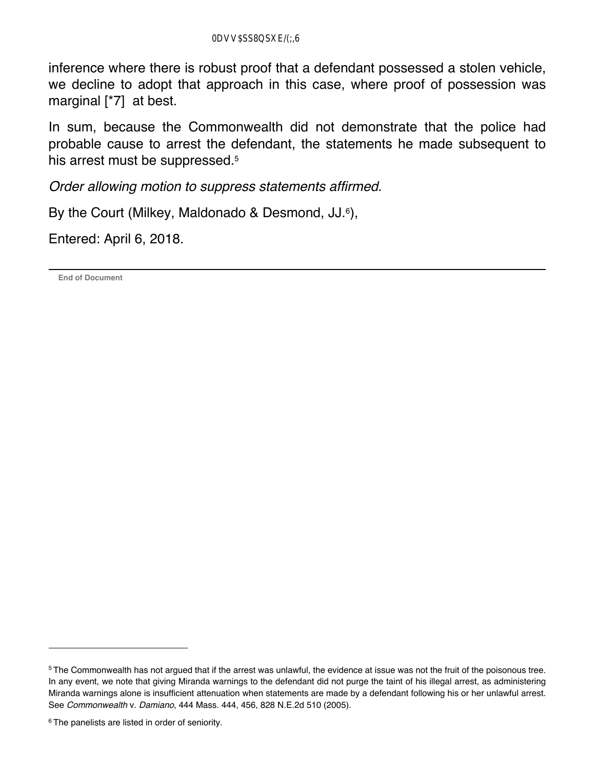inference where there is robust proof that a defendant possessed a stolen vehicle, we decline to adopt that approach in this case, where proof of possession was marginal [*7] at best.

In sum, because the Commonwealth did not demonstrate that the police had probable cause to arrest the defendant, the statements he made subsequent to his arrest must be suppressed.[5]

*Order allowing motion to suppress statements affirmed*.

By the Court (Milkey, Maldonado & Desmond, JJ.[6]),

Entered: April 6, 2018.

---

[5] The Commonwealth has not argued that if the arrest was unlawful, the evidence at issue was not the fruit of the poisonous tree. In any event, we note that giving Miranda warnings to the defendant did not purge the taint of his illegal arrest, as administering Miranda warnings alone is insufficient attenuation when statements are made by a defendant following his or her unlawful arrest. See *Commonwealth* v. *Damiano*, 444 Mass. 444, 456, 828 N.E.2d 510 (2005).

[6] The panelists are listed in order of seniority.